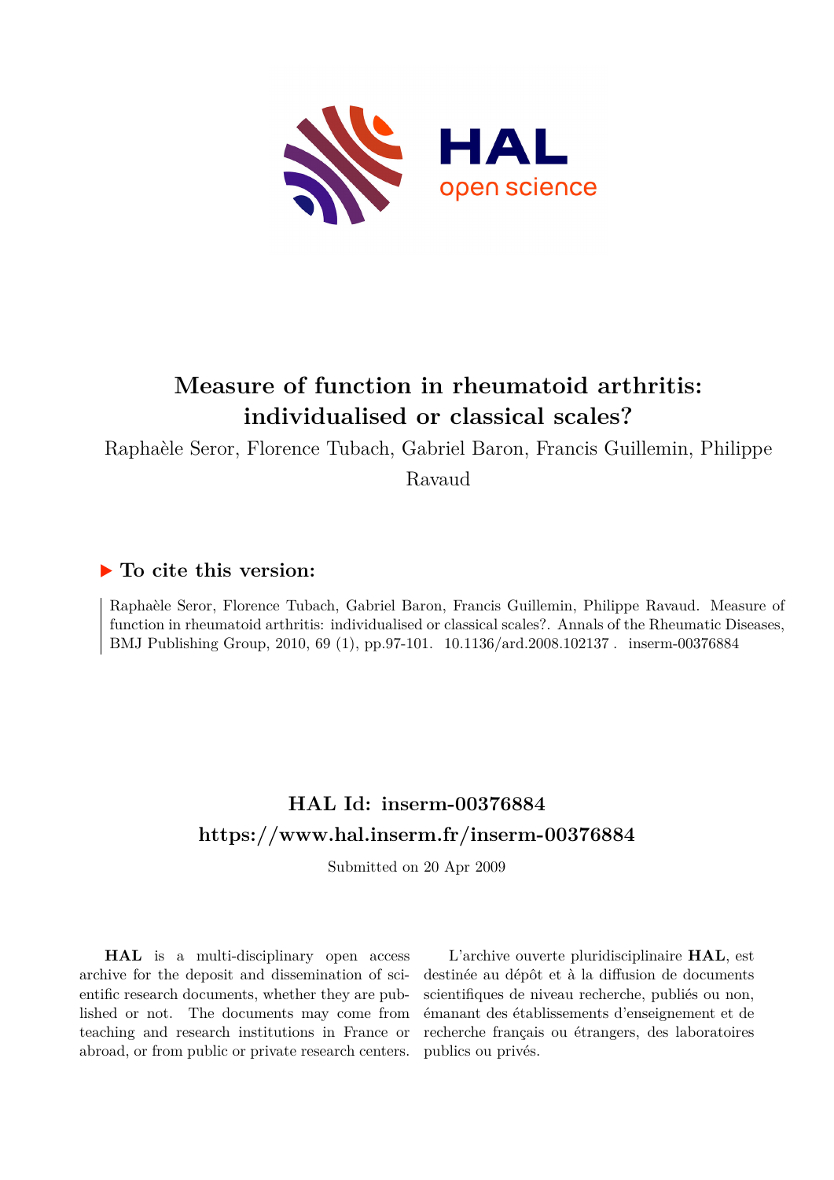# Measure of function in rheumatoid arthritis: individualised or classical scales?

Raphaèle Seror, Florence Tubach, Gabriel Baron, Francis Guillemin, Philippe Ravaud

## ▶ To cite this version:

Raphaèle Seror, Florence Tubach, Gabriel Baron, Francis Guillemin, Philippe Ravaud. Measure of function in rheumatoid arthritis: individualised or classical scales?. Annals of the Rheumatic Diseases, BMJ Publishing Group, 2010, 69 (1), pp.97-101. 10.1136/ard.2008.102137 . inserm-00376884

## HAL Id: inserm-00376884

## https://www.hal.inserm.fr/inserm-00376884

Submitted on 20 Apr 2009

**HAL** is a multi-disciplinary open access archive for the deposit and dissemination of scientific research documents, whether they are published or not. The documents may come from teaching and research institutions in France or abroad, or from public or private research centers.

L'archive ouverte pluridisciplinaire **HAL**, est destinée au dépôt et à la diffusion de documents scientifiques de niveau recherche, publiés ou non, émanant des établissements d'enseignement et de recherche français ou étrangers, des laboratoires publics ou privés.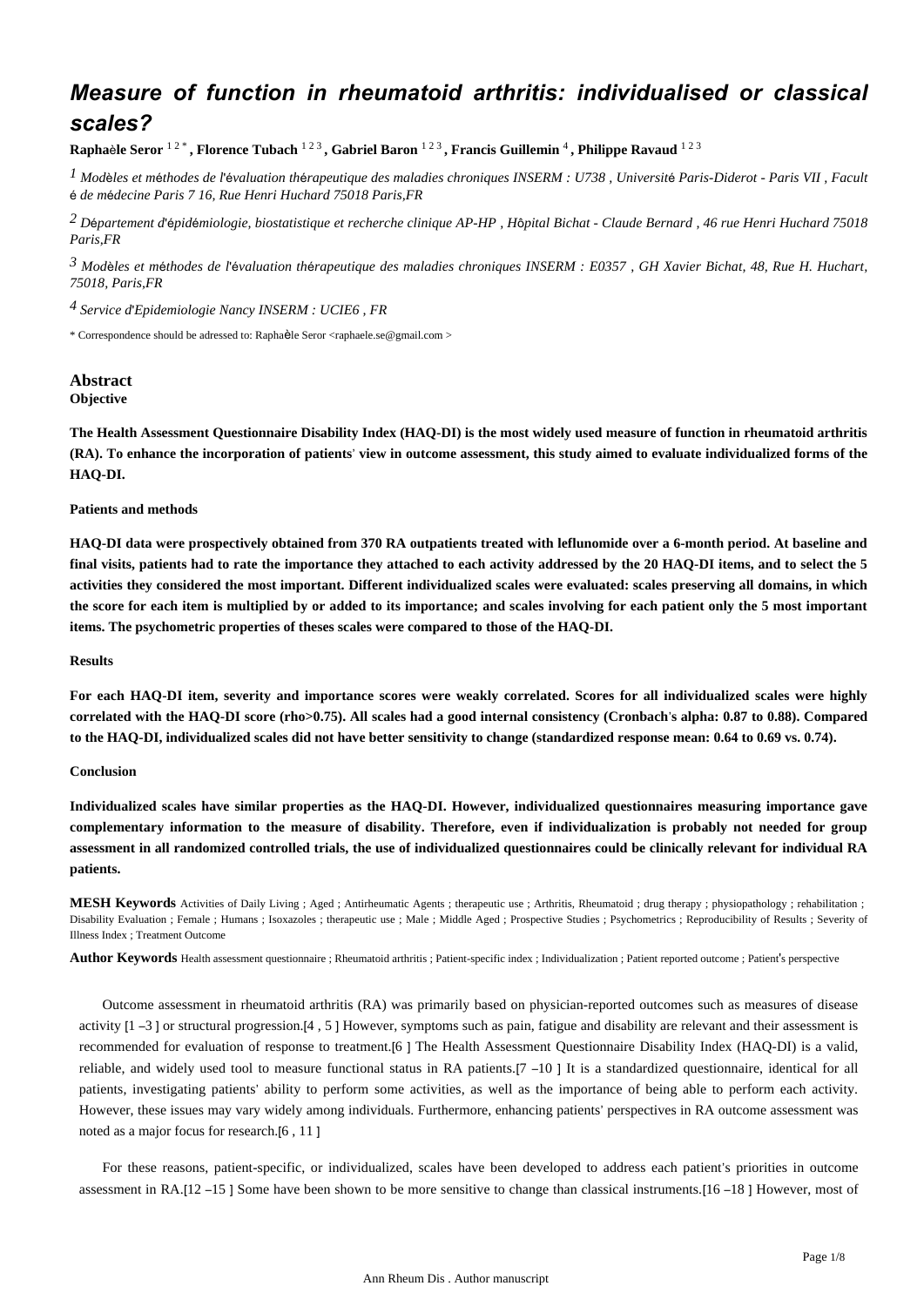# Measure of function in rheumatoid arthritis: individualised or classical scales?

**Raphaèle Seror** [1,2*], **Florence Tubach** [1,2,3], **Gabriel Baron** [1,2,3], **Francis Guillemin** [4], **Philippe Ravaud** [1,2,3]

[1] *Modèles et méthodes de l'évaluation thérapeutique des maladies chroniques INSERM : U738 , Université Paris-Diderot - Paris VII , Faculté de médecine Paris 7 16, Rue Henri Huchard 75018 Paris,FR*

[2] *Département d'épidémiologie, biostatistique et recherche clinique AP-HP , Hôpital Bichat - Claude Bernard , 46 rue Henri Huchard 75018 Paris,FR*

[3] *Modèles et méthodes de l'évaluation thérapeutique des maladies chroniques INSERM : E0357 , GH Xavier Bichat, 48, Rue H. Huchart, 75018, Paris,FR*

[4] *Service d'Epidemiologie Nancy INSERM : UCIE6 , FR*

\* Correspondence should be adressed to: Raphaèle Seror <raphaele.se@gmail.com >

## Abstract

### Objective

**The Health Assessment Questionnaire Disability Index (HAQ-DI) is the most widely used measure of function in rheumatoid arthritis (RA). To enhance the incorporation of patients' view in outcome assessment, this study aimed to evaluate individualized forms of the HAQ-DI.**

### Patients and methods

**HAQ-DI data were prospectively obtained from 370 RA outpatients treated with leflunomide over a 6-month period. At baseline and final visits, patients had to rate the importance they attached to each activity addressed by the 20 HAQ-DI items, and to select the 5 activities they considered the most important. Different individualized scales were evaluated: scales preserving all domains, in which the score for each item is multiplied by or added to its importance; and scales involving for each patient only the 5 most important items. The psychometric properties of theses scales were compared to those of the HAQ-DI.**

### Results

**For each HAQ-DI item, severity and importance scores were weakly correlated. Scores for all individualized scales were highly correlated with the HAQ-DI score (rho>0.75). All scales had a good internal consistency (Cronbach's alpha: 0.87 to 0.88). Compared to the HAQ-DI, individualized scales did not have better sensitivity to change (standardized response mean: 0.64 to 0.69 vs. 0.74).**

### Conclusion

**Individualized scales have similar properties as the HAQ-DI. However, individualized questionnaires measuring importance gave complementary information to the measure of disability. Therefore, even if individualization is probably not needed for group assessment in all randomized controlled trials, the use of individualized questionnaires could be clinically relevant for individual RA patients.**

**MESH Keywords** Activities of Daily Living ; Aged ; Antirheumatic Agents ; therapeutic use ; Arthritis, Rheumatoid ; drug therapy ; physiopathology ; rehabilitation ; Disability Evaluation ; Female ; Humans ; Isoxazoles ; therapeutic use ; Male ; Middle Aged ; Prospective Studies ; Psychometrics ; Reproducibility of Results ; Severity of Illness Index ; Treatment Outcome

**Author Keywords** Health assessment questionnaire ; Rheumatoid arthritis ; Patient-specific index ; Individualization ; Patient reported outcome ; Patient's perspective

Outcome assessment in rheumatoid arthritis (RA) was primarily based on physician-reported outcomes such as measures of disease activity [1 –3 ] or structural progression.[4 , 5 ] However, symptoms such as pain, fatigue and disability are relevant and their assessment is recommended for evaluation of response to treatment.[6 ] The Health Assessment Questionnaire Disability Index (HAQ-DI) is a valid, reliable, and widely used tool to measure functional status in RA patients.[7 –10 ] It is a standardized questionnaire, identical for all patients, investigating patients' ability to perform some activities, as well as the importance of being able to perform each activity. However, these issues may vary widely among individuals. Furthermore, enhancing patients' perspectives in RA outcome assessment was noted as a major focus for research.[6 , 11 ]

For these reasons, patient-specific, or individualized, scales have been developed to address each patient's priorities in outcome assessment in RA.[12 –15 ] Some have been shown to be more sensitive to change than classical instruments.[16 –18 ] However, most of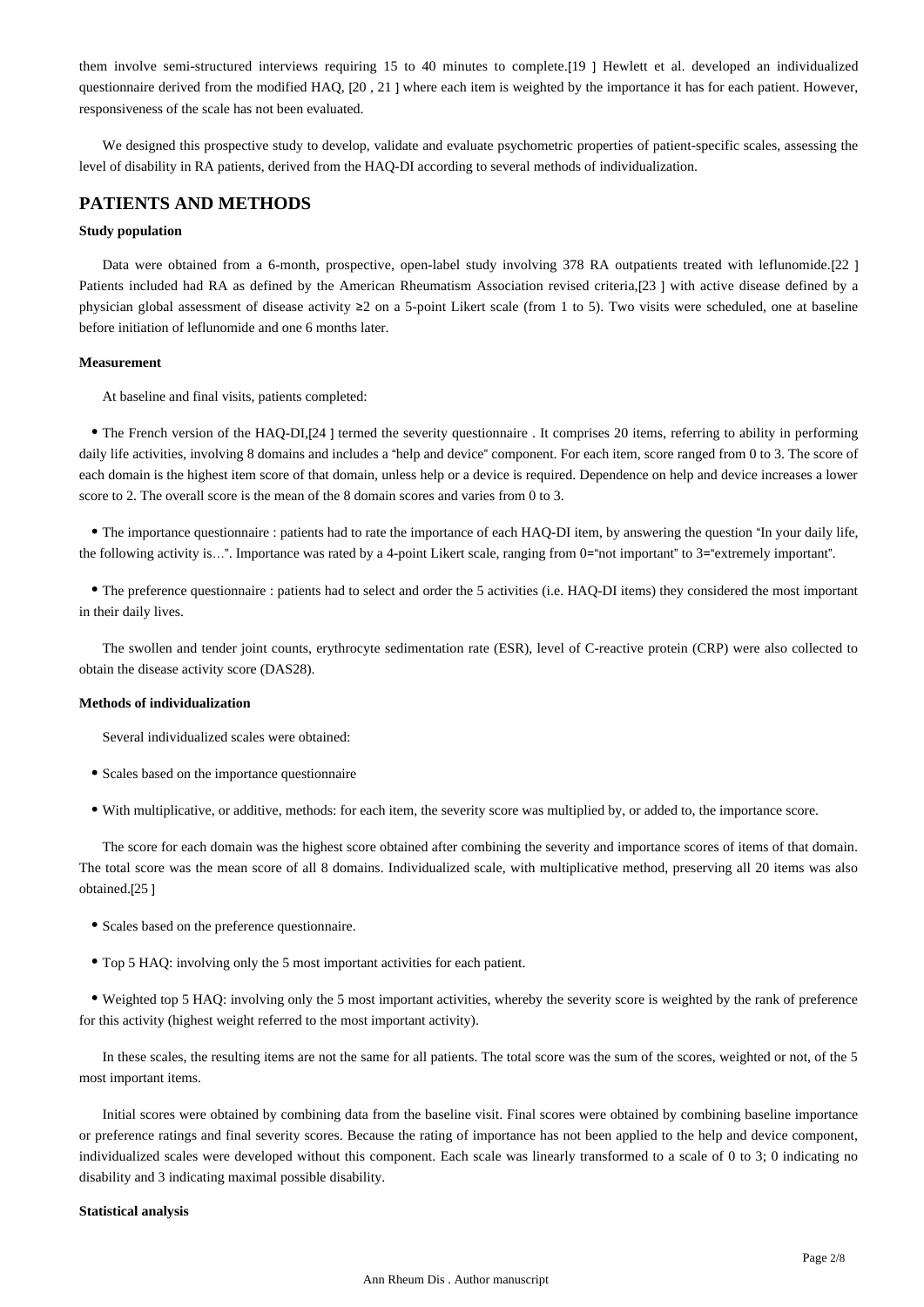them involve semi-structured interviews requiring 15 to 40 minutes to complete.[19] Hewlett et al. developed an individualized questionnaire derived from the modified HAQ, [20, 21] where each item is weighted by the importance it has for each patient. However, responsiveness of the scale has not been evaluated.

We designed this prospective study to develop, validate and evaluate psychometric properties of patient-specific scales, assessing the level of disability in RA patients, derived from the HAQ-DI according to several methods of individualization.

## PATIENTS AND METHODS

### Study population

Data were obtained from a 6-month, prospective, open-label study involving 378 RA outpatients treated with leflunomide.[22] Patients included had RA as defined by the American Rheumatism Association revised criteria,[23] with active disease defined by a physician global assessment of disease activity ≥2 on a 5-point Likert scale (from 1 to 5). Two visits were scheduled, one at baseline before initiation of leflunomide and one 6 months later.

### Measurement

At baseline and final visits, patients completed:

- The French version of the HAQ-DI,[24] termed the severity questionnaire . It comprises 20 items, referring to ability in performing daily life activities, involving 8 domains and includes a "help and device" component. For each item, score ranged from 0 to 3. The score of each domain is the highest item score of that domain, unless help or a device is required. Dependence on help and device increases a lower score to 2. The overall score is the mean of the 8 domain scores and varies from 0 to 3.
- The importance questionnaire : patients had to rate the importance of each HAQ-DI item, by answering the question "In your daily life, the following activity is…". Importance was rated by a 4-point Likert scale, ranging from 0="not important" to 3="extremely important".
- The preference questionnaire : patients had to select and order the 5 activities (i.e. HAQ-DI items) they considered the most important in their daily lives.

The swollen and tender joint counts, erythrocyte sedimentation rate (ESR), level of C-reactive protein (CRP) were also collected to obtain the disease activity score (DAS28).

### Methods of individualization

Several individualized scales were obtained:

- Scales based on the importance questionnaire
- With multiplicative, or additive, methods: for each item, the severity score was multiplied by, or added to, the importance score.

The score for each domain was the highest score obtained after combining the severity and importance scores of items of that domain. The total score was the mean score of all 8 domains. Individualized scale, with multiplicative method, preserving all 20 items was also obtained.[25]

- Scales based on the preference questionnaire.
- Top 5 HAQ: involving only the 5 most important activities for each patient.
- Weighted top 5 HAQ: involving only the 5 most important activities, whereby the severity score is weighted by the rank of preference for this activity (highest weight referred to the most important activity).

In these scales, the resulting items are not the same for all patients. The total score was the sum of the scores, weighted or not, of the 5 most important items.

Initial scores were obtained by combining data from the baseline visit. Final scores were obtained by combining baseline importance or preference ratings and final severity scores. Because the rating of importance has not been applied to the help and device component, individualized scales were developed without this component. Each scale was linearly transformed to a scale of 0 to 3; 0 indicating no disability and 3 indicating maximal possible disability.

### Statistical analysis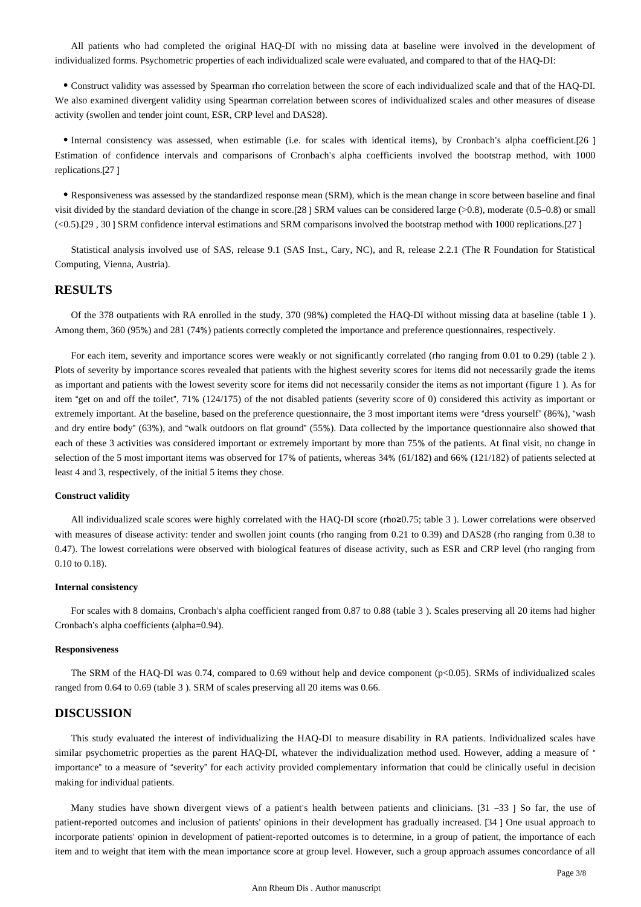All patients who had completed the original HAQ-DI with no missing data at baseline were involved in the development of individualized forms. Psychometric properties of each individualized scale were evaluated, and compared to that of the HAQ-DI:

- Construct validity was assessed by Spearman rho correlation between the score of each individualized scale and that of the HAQ-DI. We also examined divergent validity using Spearman correlation between scores of individualized scales and other measures of disease activity (swollen and tender joint count, ESR, CRP level and DAS28).

- Internal consistency was assessed, when estimable (i.e. for scales with identical items), by Cronbach's alpha coefficient.[26] Estimation of confidence intervals and comparisons of Cronbach's alpha coefficients involved the bootstrap method, with 1000 replications.[27]

- Responsiveness was assessed by the standardized response mean (SRM), which is the mean change in score between baseline and final visit divided by the standard deviation of the change in score.[28] SRM values can be considered large (>0.8), moderate (0.5–0.8) or small (<0.5).[29, 30] SRM confidence interval estimations and SRM comparisons involved the bootstrap method with 1000 replications.[27]

Statistical analysis involved use of SAS, release 9.1 (SAS Inst., Cary, NC), and R, release 2.2.1 (The R Foundation for Statistical Computing, Vienna, Austria).

## RESULTS

Of the 378 outpatients with RA enrolled in the study, 370 (98%) completed the HAQ-DI without missing data at baseline (table 1). Among them, 360 (95%) and 281 (74%) patients correctly completed the importance and preference questionnaires, respectively.

For each item, severity and importance scores were weakly or not significantly correlated (rho ranging from 0.01 to 0.29) (table 2). Plots of severity by importance scores revealed that patients with the highest severity scores for items did not necessarily grade the items as important and patients with the lowest severity score for items did not necessarily consider the items as not important (figure 1). As for item "get on and off the toilet", 71% (124/175) of the not disabled patients (severity score of 0) considered this activity as important or extremely important. At the baseline, based on the preference questionnaire, the 3 most important items were "dress yourself" (86%), "wash and dry entire body" (63%), and "walk outdoors on flat ground" (55%). Data collected by the importance questionnaire also showed that each of these 3 activities was considered important or extremely important by more than 75% of the patients. At final visit, no change in selection of the 5 most important items was observed for 17% of patients, whereas 34% (61/182) and 66% (121/182) of patients selected at least 4 and 3, respectively, of the initial 5 items they chose.

#### Construct validity

All individualized scale scores were highly correlated with the HAQ-DI score (rho≥0.75; table 3). Lower correlations were observed with measures of disease activity: tender and swollen joint counts (rho ranging from 0.21 to 0.39) and DAS28 (rho ranging from 0.38 to 0.47). The lowest correlations were observed with biological features of disease activity, such as ESR and CRP level (rho ranging from 0.10 to 0.18).

#### Internal consistency

For scales with 8 domains, Cronbach's alpha coefficient ranged from 0.87 to 0.88 (table 3). Scales preserving all 20 items had higher Cronbach's alpha coefficients (alpha=0.94).

#### Responsiveness

The SRM of the HAQ-DI was 0.74, compared to 0.69 without help and device component ($p<0.05$). SRMs of individualized scales ranged from 0.64 to 0.69 (table 3). SRM of scales preserving all 20 items was 0.66.

## DISCUSSION

This study evaluated the interest of individualizing the HAQ-DI to measure disability in RA patients. Individualized scales have similar psychometric properties as the parent HAQ-DI, whatever the individualization method used. However, adding a measure of "importance" to a measure of "severity" for each activity provided complementary information that could be clinically useful in decision making for individual patients.

Many studies have shown divergent views of a patient's health between patients and clinicians. [31–33] So far, the use of patient-reported outcomes and inclusion of patients' opinions in their development has gradually increased. [34] One usual approach to incorporate patients' opinion in development of patient-reported outcomes is to determine, in a group of patient, the importance of each item and to weight that item with the mean importance score at group level. However, such a group approach assumes concordance of all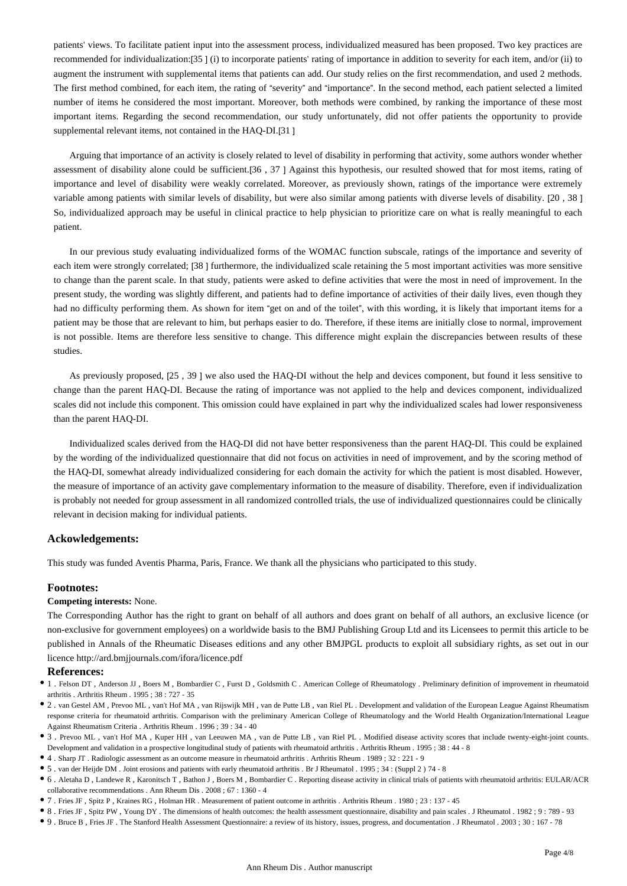patients' views. To facilitate patient input into the assessment process, individualized measured has been proposed. Two key practices are recommended for individualization:[35] (i) to incorporate patients' rating of importance in addition to severity for each item, and/or (ii) to augment the instrument with supplemental items that patients can add. Our study relies on the first recommendation, and used 2 methods. The first method combined, for each item, the rating of "severity" and "importance". In the second method, each patient selected a limited number of items he considered the most important. Moreover, both methods were combined, by ranking the importance of these most important items. Regarding the second recommendation, our study unfortunately, did not offer patients the opportunity to provide supplemental relevant items, not contained in the HAQ-DI.[31]

Arguing that importance of an activity is closely related to level of disability in performing that activity, some authors wonder whether assessment of disability alone could be sufficient.[36, 37] Against this hypothesis, our resulted showed that for most items, rating of importance and level of disability were weakly correlated. Moreover, as previously shown, ratings of the importance were extremely variable among patients with similar levels of disability, but were also similar among patients with diverse levels of disability. [20, 38] So, individualized approach may be useful in clinical practice to help physician to prioritize care on what is really meaningful to each patient.

In our previous study evaluating individualized forms of the WOMAC function subscale, ratings of the importance and severity of each item were strongly correlated; [38] furthermore, the individualized scale retaining the 5 most important activities was more sensitive to change than the parent scale. In that study, patients were asked to define activities that were the most in need of improvement. In the present study, the wording was slightly different, and patients had to define importance of activities of their daily lives, even though they had no difficulty performing them. As shown for item "get on and of the toilet", with this wording, it is likely that important items for a patient may be those that are relevant to him, but perhaps easier to do. Therefore, if these items are initially close to normal, improvement is not possible. Items are therefore less sensitive to change. This difference might explain the discrepancies between results of these studies.

As previously proposed, [25, 39] we also used the HAQ-DI without the help and devices component, but found it less sensitive to change than the parent HAQ-DI. Because the rating of importance was not applied to the help and devices component, individualized scales did not include this component. This omission could have explained in part why the individualized scales had lower responsiveness than the parent HAQ-DI.

Individualized scales derived from the HAQ-DI did not have better responsiveness than the parent HAQ-DI. This could be explained by the wording of the individualized questionnaire that did not focus on activities in need of improvement, and by the scoring method of the HAQ-DI, somewhat already individualized considering for each domain the activity for which the patient is most disabled. However, the measure of importance of an activity gave complementary information to the measure of disability. Therefore, even if individualization is probably not needed for group assessment in all randomized controlled trials, the use of individualized questionnaires could be clinically relevant in decision making for individual patients.

## Ackowledgements:

This study was funded Aventis Pharma, Paris, France. We thank all the physicians who participated to this study.

## Footnotes:

**Competing interests:** None.

The Corresponding Author has the right to grant on behalf of all authors and does grant on behalf of all authors, an exclusive licence (or non-exclusive for government employees) on a worldwide basis to the BMJ Publishing Group Ltd and its Licensees to permit this article to be published in Annals of the Rheumatic Diseases editions and any other BMJPGL products to exploit all subsidiary rights, as set out in our licence http://ard.bmjjournals.com/ifora/licence.pdf

## References:

- 1 . Felson DT , Anderson JJ , Boers M , Bombardier C , Furst D , Goldsmith C . American College of Rheumatology . Preliminary definition of improvement in rheumatoid arthritis . Arthritis Rheum . 1995 ; 38 : 727 - 35
- 2 . van Gestel AM , Prevoo ML , van't Hof MA , van Rijswijk MH , van de Putte LB , van Riel PL . Development and validation of the European League Against Rheumatism response criteria for rheumatoid arthritis. Comparison with the preliminary American College of Rheumatology and the World Health Organization/International League Against Rheumatism Criteria . Arthritis Rheum . 1996 ; 39 : 34 - 40
- 3 . Prevoo ML , van't Hof MA , Kuper HH , van Leeuwen MA , van de Putte LB , van Riel PL . Modified disease activity scores that include twenty-eight-joint counts. Development and validation in a prospective longitudinal study of patients with rheumatoid arthritis . Arthritis Rheum . 1995 ; 38 : 44 - 8
- 4 . Sharp JT . Radiologic assessment as an outcome measure in rheumatoid arthritis . Arthritis Rheum . 1989 ; 32 : 221 - 9
- 5 . van der Heijde DM . Joint erosions and patients with early rheumatoid arthritis . Br J Rheumatol . 1995 ; 34 : (Suppl 2 ) 74 - 8
- 6 . Aletaha D , Landewe R , Karonitsch T , Bathon J , Boers M , Bombardier C . Reporting disease activity in clinical trials of patients with rheumatoid arthritis: EULAR/ACR collaborative recommendations . Ann Rheum Dis . 2008 ; 67 : 1360 - 4
- 7 . Fries JF , Spitz P , Kraines RG , Holman HR . Measurement of patient outcome in arthritis . Arthritis Rheum . 1980 ; 23 : 137 - 45
- 8 . Fries JF , Spitz PW , Young DY . The dimensions of health outcomes: the health assessment questionnaire, disability and pain scales . J Rheumatol . 1982 ; 9 : 789 - 93
- 9 . Bruce B , Fries JF . The Stanford Health Assessment Questionnaire: a review of its history, issues, progress, and documentation . J Rheumatol . 2003 ; 30 : 167 - 78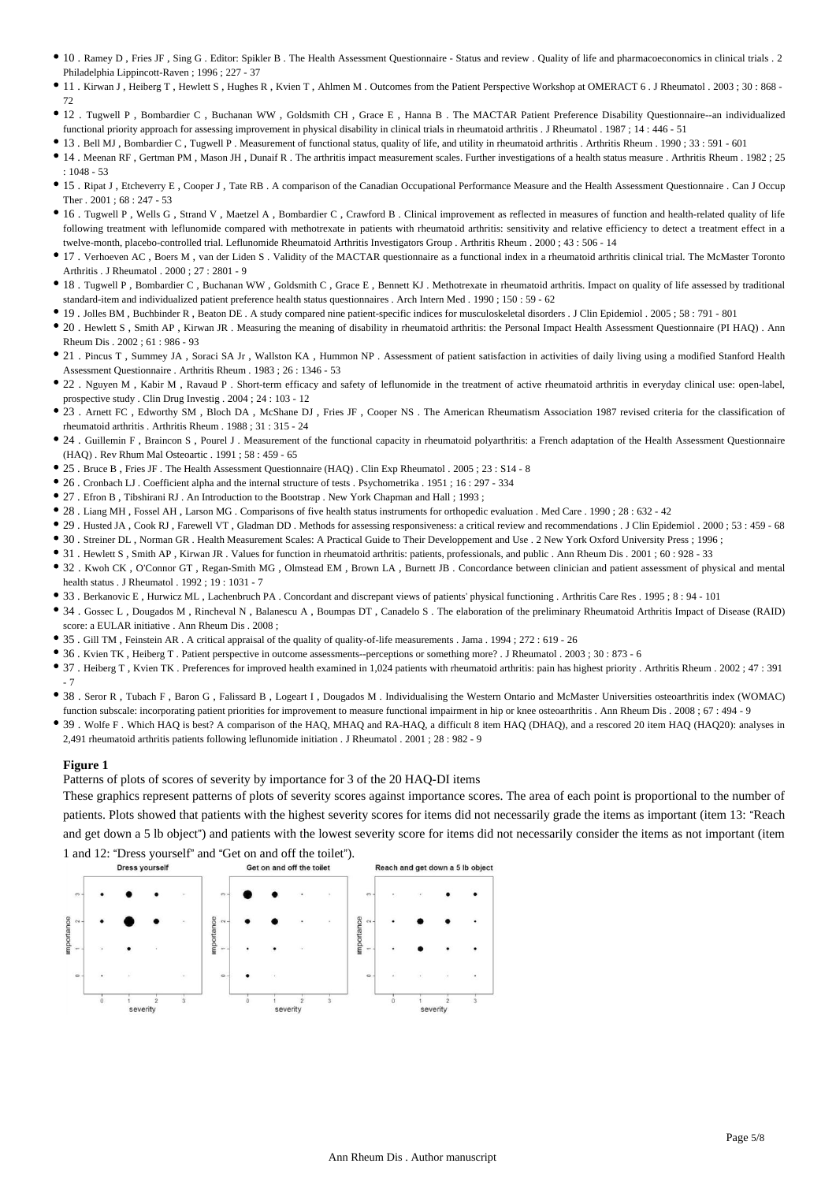- 10 . Ramey D , Fries JF , Sing G . Editor: Spikler B . The Health Assessment Questionnaire - Status and review . Quality of life and pharmacoeconomics in clinical trials . 2 Philadelphia Lippincott-Raven ; 1996 ; 227 - 37
- 11 . Kirwan J , Heiberg T , Hewlett S , Hughes R , Kvien T , Ahlmen M . Outcomes from the Patient Perspective Workshop at OMERACT 6 . J Rheumatol . 2003 ; 30 : 868 - 72
- 12 . Tugwell P , Bombardier C , Buchanan WW , Goldsmith CH , Grace E , Hanna B . The MACTAR Patient Preference Disability Questionnaire--an individualized functional priority approach for assessing improvement in physical disability in clinical trials in rheumatoid arthritis . J Rheumatol . 1987 ; 14 : 446 - 51
- 13 . Bell MJ , Bombardier C , Tugwell P . Measurement of functional status, quality of life, and utility in rheumatoid arthritis . Arthritis Rheum . 1990 ; 33 : 591 - 601
- 14 . Meenan RF , Gertman PM , Mason JH , Dunaif R . The arthritis impact measurement scales. Further investigations of a health status measure . Arthritis Rheum . 1982 ; 25 : 1048 - 53
- 15 . Ripat J , Etcheverry E , Cooper J , Tate RB . A comparison of the Canadian Occupational Performance Measure and the Health Assessment Questionnaire . Can J Occup Ther . 2001 ; 68 : 247 - 53
- 16 . Tugwell P , Wells G , Strand V , Maetzel A , Bombardier C , Crawford B . Clinical improvement as reflected in measures of function and health-related quality of life following treatment with leflunomide compared with methotrexate in patients with rheumatoid arthritis: sensitivity and relative efficiency to detect a treatment effect in a twelve-month, placebo-controlled trial. Leflunomide Rheumatoid Arthritis Investigators Group . Arthritis Rheum . 2000 ; 43 : 506 - 14
- 17 . Verhoeven AC , Boers M , van der Liden S . Validity of the MACTAR questionnaire as a functional index in a rheumatoid arthritis clinical trial. The McMaster Toronto Arthritis . J Rheumatol . 2000 ; 27 : 2801 - 9
- 18 . Tugwell P , Bombardier C , Buchanan WW , Goldsmith C , Grace E , Bennett KJ . Methotrexate in rheumatoid arthritis. Impact on quality of life assessed by traditional standard-item and individualized patient preference health status questionnaires . Arch Intern Med . 1990 ; 150 : 59 - 62
- 19 . Jolles BM , Buchbinder R , Beaton DE . A study compared nine patient-specific indices for musculoskeletal disorders . J Clin Epidemiol . 2005 ; 58 : 791 - 801
- 20 . Hewlett S , Smith AP , Kirwan JR . Measuring the meaning of disability in rheumatoid arthritis: the Personal Impact Health Assessment Questionnaire (PI HAQ) . Ann Rheum Dis . 2002 ; 61 : 986 - 93
- 21 . Pincus T , Summey JA , Soraci SA Jr , Wallston KA , Hummon NP . Assessment of patient satisfaction in activities of daily living using a modified Stanford Health Assessment Questionnaire . Arthritis Rheum . 1983 ; 26 : 1346 - 53
- 22 . Nguyen M , Kabir M , Ravaud P . Short-term efficacy and safety of leflunomide in the treatment of active rheumatoid arthritis in everyday clinical use: open-label, prospective study . Clin Drug Investig . 2004 ; 24 : 103 - 12
- 23 . Arnett FC , Edworthy SM , Bloch DA , McShane DJ , Fries JF , Cooper NS . The American Rheumatism Association 1987 revised criteria for the classification of rheumatoid arthritis . Arthritis Rheum . 1988 ; 31 : 315 - 24
- 24 . Guillemin F , Braincon S , Pourel J . Measurement of the functional capacity in rheumatoid polyarthritis: a French adaptation of the Health Assessment Questionnaire (HAQ) . Rev Rhum Mal Osteoartic . 1991 ; 58 : 459 - 65
- 25 . Bruce B , Fries JF . The Health Assessment Questionnaire (HAQ) . Clin Exp Rheumatol . 2005 ; 23 : S14 - 8
- 26 . Cronbach LJ . Coefficient alpha and the internal structure of tests . Psychometrika . 1951 ; 16 : 297 - 334
- 27 . Efron B , Tibshirani RJ . An Introduction to the Bootstrap . New York Chapman and Hall ; 1993 ;
- 28 . Liang MH , Fossel AH , Larson MG . Comparisons of five health status instruments for orthopedic evaluation . Med Care . 1990 ; 28 : 632 - 42
- 29 . Husted JA , Cook RJ , Farewell VT , Gladman DD . Methods for assessing responsiveness: a critical review and recommendations . J Clin Epidemiol . 2000 ; 53 : 459 - 68
- 30 . Streiner DL , Norman GR . Health Measurement Scales: A Practical Guide to Their Developpement and Use . 2 New York Oxford University Press ; 1996 ;
- 31 . Hewlett S , Smith AP , Kirwan JR . Values for function in rheumatoid arthritis: patients, professionals, and public . Ann Rheum Dis . 2001 ; 60 : 928 - 33
- 32 . Kwoh CK , O'Connor GT , Regan-Smith MG , Olmstead EM , Brown LA , Burnett JB . Concordance between clinician and patient assessment of physical and mental health status . J Rheumatol . 1992 ; 19 : 1031 - 7
- 33 . Berkanovic E , Hurwicz ML , Lachenbruch PA . Concordant and discrepant views of patients' physical functioning . Arthritis Care Res . 1995 ; 8 : 94 - 101
- 34 . Gossec L , Dougados M , Rincheval N , Balanescu A , Boumpas DT , Canadelo S . The elaboration of the preliminary Rheumatoid Arthritis Impact of Disease (RAID) score: a EULAR initiative . Ann Rheum Dis . 2008 ;
- 35 . Gill TM , Feinstein AR . A critical appraisal of the quality of quality-of-life measurements . Jama . 1994 ; 272 : 619 - 26
- 36 . Kvien TK , Heiberg T . Patient perspective in outcome assessments--perceptions or something more? . J Rheumatol . 2003 ; 30 : 873 - 6
- 37 . Heiberg T , Kvien TK . Preferences for improved health examined in 1,024 patients with rheumatoid arthritis: pain has highest priority . Arthritis Rheum . 2002 ; 47 : 391 - 7
- 38 . Seror R , Tubach F , Baron G , Falissard B , Logeart I , Dougados M . Individualising the Western Ontario and McMaster Universities osteoarthritis index (WOMAC) function subscale: incorporating patient priorities for improvement to measure functional impairment in hip or knee osteoarthritis . Ann Rheum Dis . 2008 ; 67 : 494 - 9
- 39 . Wolfe F . Which HAQ is best? A comparison of the HAQ, MHAQ and RA-HAQ, a difficult 8 item HAQ (DHAQ), and a rescored 20 item HAQ (HAQ20): analyses in 2,491 rheumatoid arthritis patients following leflunomide initiation . J Rheumatol . 2001 ; 28 : 982 - 9

**Figure 1**

Patterns of plots of scores of severity by importance for 3 of the 20 HAQ-DI items

These graphics represent patterns of plots of severity scores against importance scores. The area of each point is proportional to the number of patients. Plots showed that patients with the highest severity scores for items did not necessarily grade the items as important (item 13: "Reach and get down a 5 lb object") and patients with the lowest severity score for items did not necessarily consider the items as not important (item 1 and 12: "Dress yourself" and "Get on and off the toilet").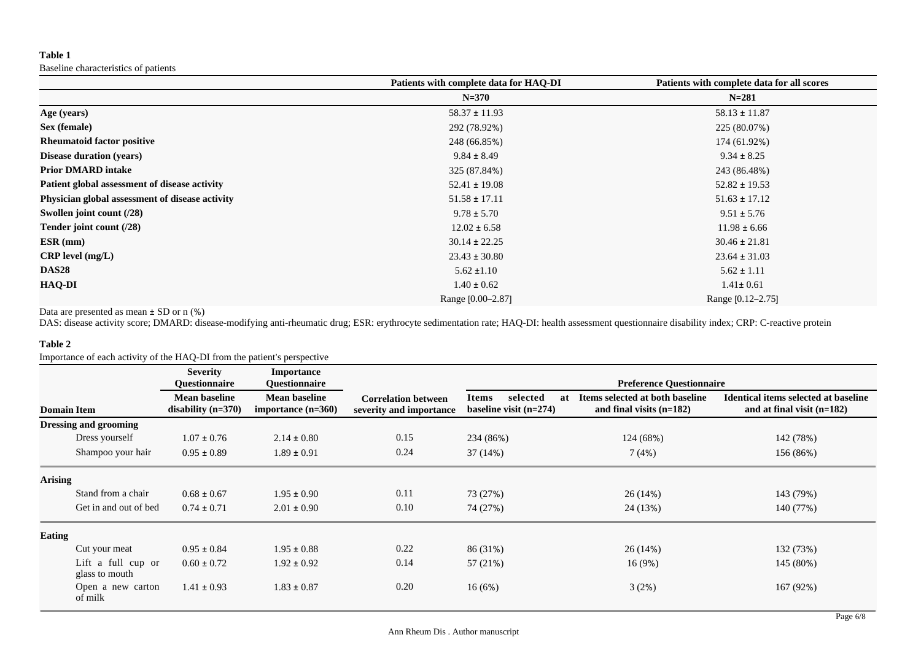**Table 1**

Baseline characteristics of patients

| | Patients with complete data for HAQ-DI | Patients with complete data for all scores |
|---|---|---|
| | N=370 | N=281 |
| **Age (years)** | 58.37 ± 11.93 | 58.13 ± 11.87 |
| **Sex (female)** | 292 (78.92%) | 225 (80.07%) |
| **Rheumatoid factor positive** | 248 (66.85%) | 174 (61.92%) |
| **Disease duration (years)** | 9.84 ± 8.49 | 9.34 ± 8.25 |
| **Prior DMARD intake** | 325 (87.84%) | 243 (86.48%) |
| **Patient global assessment of disease activity** | 52.41 ± 19.08 | 52.82 ± 19.53 |
| **Physician global assessment of disease activity** | 51.58 ± 17.11 | 51.63 ± 17.12 |
| **Swollen joint count (/28)** | 9.78 ± 5.70 | 9.51 ± 5.76 |
| **Tender joint count (/28)** | 12.02 ± 6.58 | 11.98 ± 6.66 |
| **ESR (mm)** | 30.14 ± 22.25 | 30.46 ± 21.81 |
| **CRP level (mg/L)** | 23.43 ± 30.80 | 23.64 ± 31.03 |
| **DAS28** | 5.62 ±1.10 | 5.62 ± 1.11 |
| **HAQ-DI** | 1.40 ± 0.62 | 1.41± 0.61 |
| | Range [0.00–2.87] | Range [0.12–2.75] |

Data are presented as mean ± SD or n (%)

DAS: disease activity score; DMARD: disease-modifying anti-rheumatic drug; ESR: erythrocyte sedimentation rate; HAQ-DI: health assessment questionnaire disability index; CRP: C-reactive protein

**Table 2**

Importance of each activity of the HAQ-DI from the patient's perspective

| | Severity Questionnaire | Importance Questionnaire | | Preference Questionnaire | | |
|---|---|---|---|---|---|---|
| **Domain Item** | **Mean baseline disability (n=370)** | **Mean baseline importance (n=360)** | **Correlation between severity and importance** | **Items selected at baseline visit (n=274)** | **Items selected at both baseline and final visits (n=182)** | **Identical items selected at baseline and at final visit (n=182)** |
| **Dressing and grooming** | | | | | | |
| Dress yourself | 1.07 ± 0.76 | 2.14 ± 0.80 | 0.15 | 234 (86%) | 124 (68%) | 142 (78%) |
| Shampoo your hair | 0.95 ± 0.89 | 1.89 ± 0.91 | 0.24 | 37 (14%) | 7 (4%) | 156 (86%) |
| **Arising** | | | | | | |
| Stand from a chair | 0.68 ± 0.67 | 1.95 ± 0.90 | 0.11 | 73 (27%) | 26 (14%) | 143 (79%) |
| Get in and out of bed | 0.74 ± 0.71 | 2.01 ± 0.90 | 0.10 | 74 (27%) | 24 (13%) | 140 (77%) |
| **Eating** | | | | | | |
| Cut your meat | 0.95 ± 0.84 | 1.95 ± 0.88 | 0.22 | 86 (31%) | 26 (14%) | 132 (73%) |
| Lift a full cup or glass to mouth | 0.60 ± 0.72 | 1.92 ± 0.92 | 0.14 | 57 (21%) | 16 (9%) | 145 (80%) |
| Open a new carton of milk | 1.41 ± 0.93 | 1.83 ± 0.87 | 0.20 | 16 (6%) | 3 (2%) | 167 (92%) |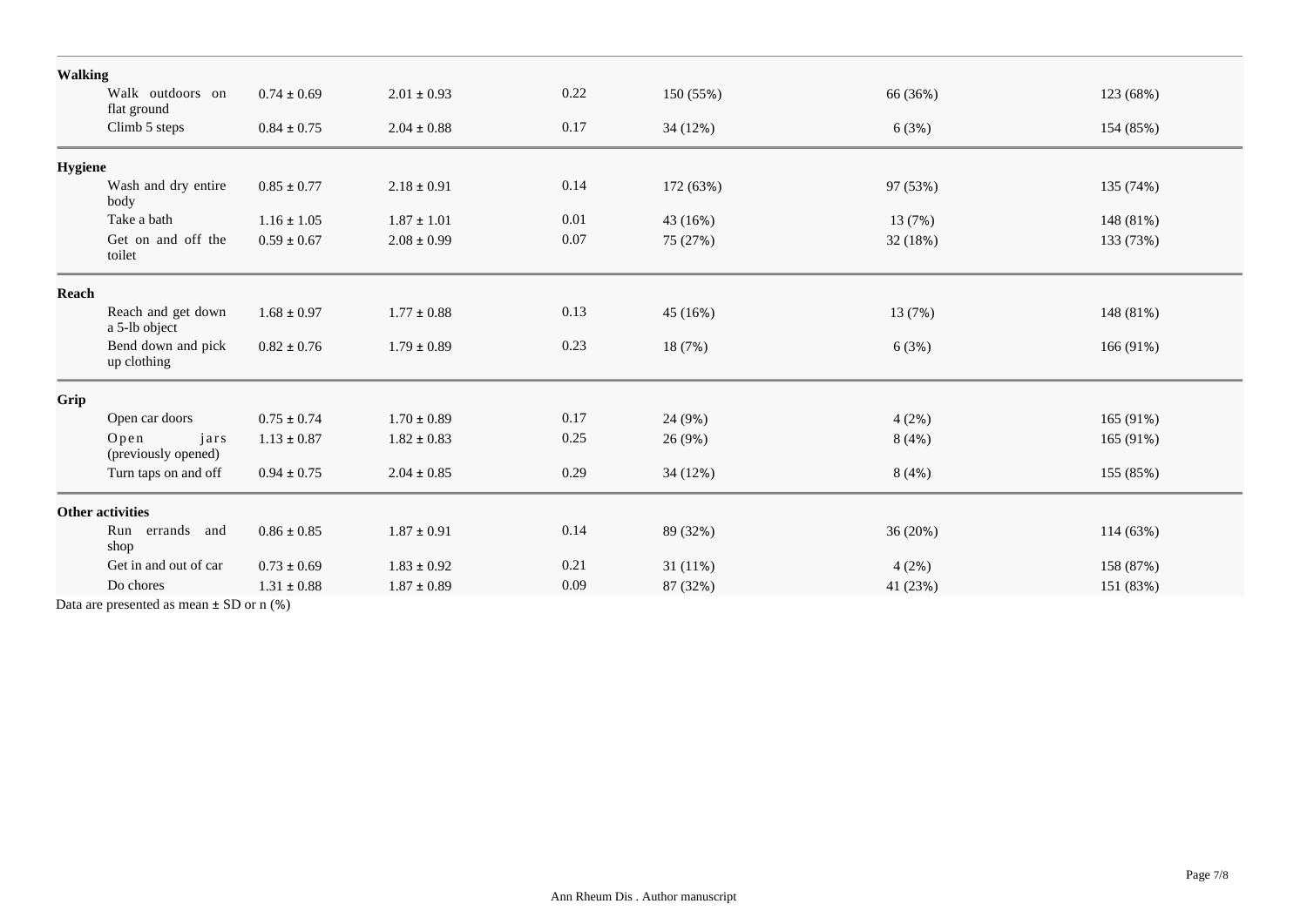| | | | | | | |
|---|---|---|---|---|---|---|
| **Walking** | | | | | | |
| Walk outdoors on flat ground | 0.74 ± 0.69 | 2.01 ± 0.93 | 0.22 | 150 (55%) | 66 (36%) | 123 (68%) |
| Climb 5 steps | 0.84 ± 0.75 | 2.04 ± 0.88 | 0.17 | 34 (12%) | 6 (3%) | 154 (85%) |
| **Hygiene** | | | | | | |
| Wash and dry entire body | 0.85 ± 0.77 | 2.18 ± 0.91 | 0.14 | 172 (63%) | 97 (53%) | 135 (74%) |
| Take a bath | 1.16 ± 1.05 | 1.87 ± 1.01 | 0.01 | 43 (16%) | 13 (7%) | 148 (81%) |
| Get on and off the toilet | 0.59 ± 0.67 | 2.08 ± 0.99 | 0.07 | 75 (27%) | 32 (18%) | 133 (73%) |
| **Reach** | | | | | | |
| Reach and get down a 5-lb object | 1.68 ± 0.97 | 1.77 ± 0.88 | 0.13 | 45 (16%) | 13 (7%) | 148 (81%) |
| Bend down and pick up clothing | 0.82 ± 0.76 | 1.79 ± 0.89 | 0.23 | 18 (7%) | 6 (3%) | 166 (91%) |
| **Grip** | | | | | | |
| Open car doors | 0.75 ± 0.74 | 1.70 ± 0.89 | 0.17 | 24 (9%) | 4 (2%) | 165 (91%) |
| Open jars (previously opened) | 1.13 ± 0.87 | 1.82 ± 0.83 | 0.25 | 26 (9%) | 8 (4%) | 165 (91%) |
| Turn taps on and off | 0.94 ± 0.75 | 2.04 ± 0.85 | 0.29 | 34 (12%) | 8 (4%) | 155 (85%) |
| **Other activities** | | | | | | |
| Run errands and shop | 0.86 ± 0.85 | 1.87 ± 0.91 | 0.14 | 89 (32%) | 36 (20%) | 114 (63%) |
| Get in and out of car | 0.73 ± 0.69 | 1.83 ± 0.92 | 0.21 | 31 (11%) | 4 (2%) | 158 (87%) |
| Do chores | 1.31 ± 0.88 | 1.87 ± 0.89 | 0.09 | 87 (32%) | 41 (23%) | 151 (83%) |

Data are presented as mean ± SD or n (%)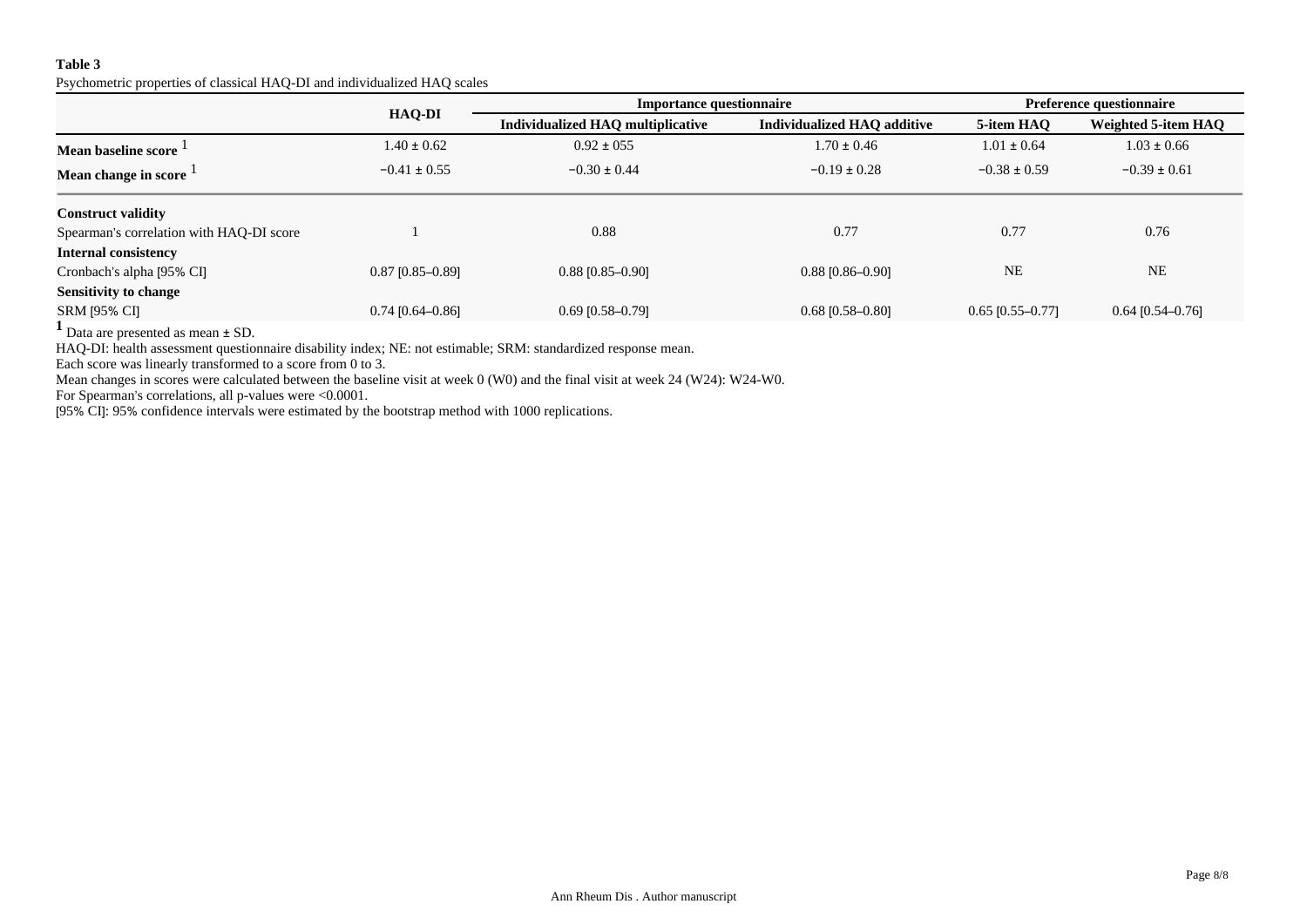**Table 3**

Psychometric properties of classical HAQ-DI and individualized HAQ scales

| | HAQ-DI | Importance questionnaire | | Preference questionnaire | |
|---|---|---|---|---|---|
| | | Individualized HAQ multiplicative | Individualized HAQ additive | 5-item HAQ | Weighted 5-item HAQ |
| **Mean baseline score** [1] | 1.40 ± 0.62 | 0.92 ± 055 | 1.70 ± 0.46 | 1.01 ± 0.64 | 1.03 ± 0.66 |
| **Mean change in score** [1] | −0.41 ± 0.55 | −0.30 ± 0.44 | −0.19 ± 0.28 | −0.38 ± 0.59 | −0.39 ± 0.61 |
| **Construct validity** | | | | | |
| Spearman's correlation with HAQ-DI score | 1 | 0.88 | 0.77 | 0.77 | 0.76 |
| **Internal consistency** | | | | | |
| Cronbach's alpha [95% CI] | 0.87 [0.85–0.89] | 0.88 [0.85–0.90] | 0.88 [0.86–0.90] | NE | NE |
| **Sensitivity to change** | | | | | |
| SRM [95% CI] | 0.74 [0.64–0.86] | 0.69 [0.58–0.79] | 0.68 [0.58–0.80] | 0.65 [0.55–0.77] | 0.64 [0.54–0.76] |

**1** Data are presented as mean ± SD.

HAQ-DI: health assessment questionnaire disability index; NE: not estimable; SRM: standardized response mean.

Each score was linearly transformed to a score from 0 to 3.

Mean changes in scores were calculated between the baseline visit at week 0 (W0) and the final visit at week 24 (W24): W24-W0.

For Spearman's correlations, all p-values were <0.0001.

[95% CI]: 95% confidence intervals were estimated by the bootstrap method with 1000 replications.